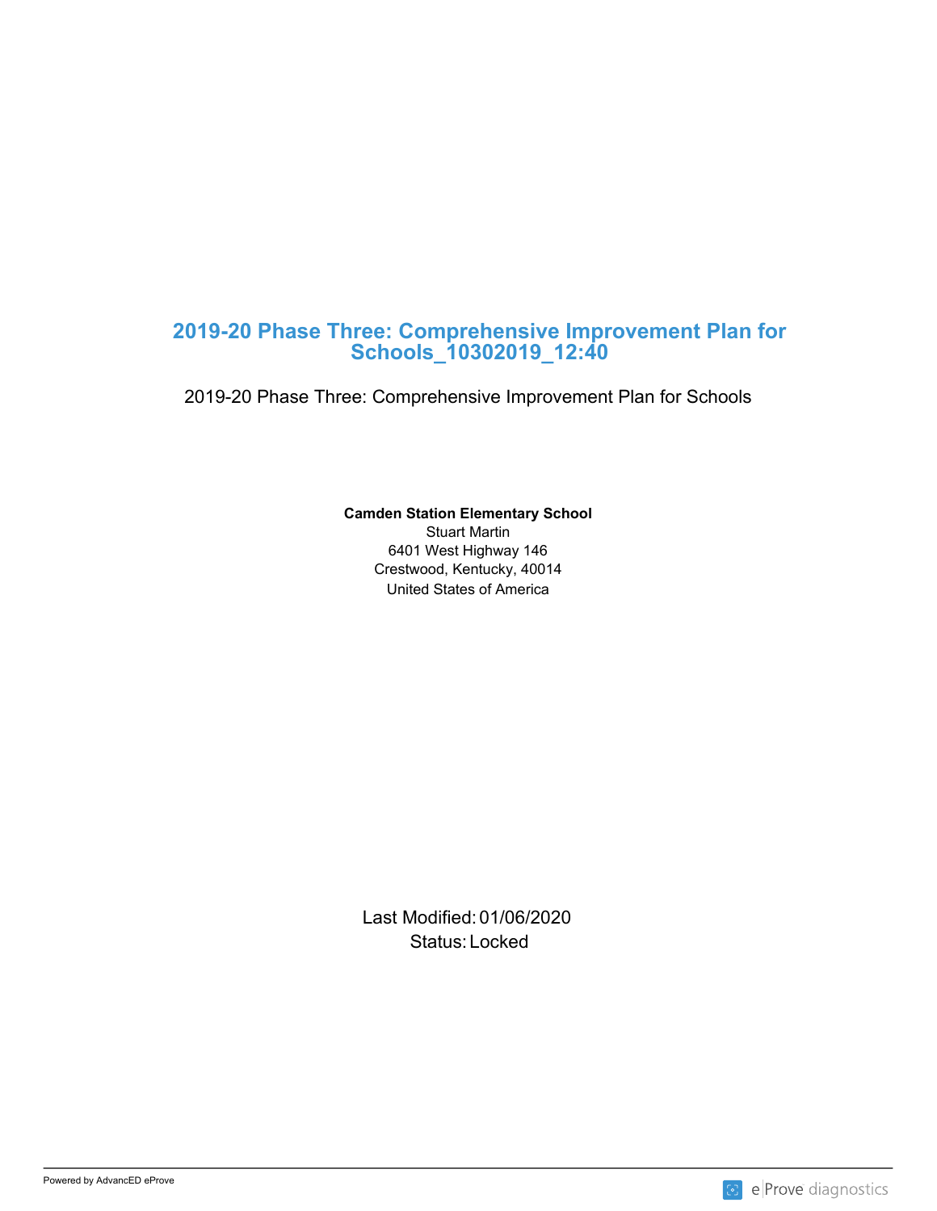# 2019-20 Phase Three: Comprehensive Improvement Plan for Schools_10302019_12:40

2019-20 Phase Three: Comprehensive Improvement Plan for Schools

**Camden Station Elementary School**
Stuart Martin
6401 West Highway 146
Crestwood, Kentucky, 40014
United States of America

Last Modified: 01/06/2020
Status: Locked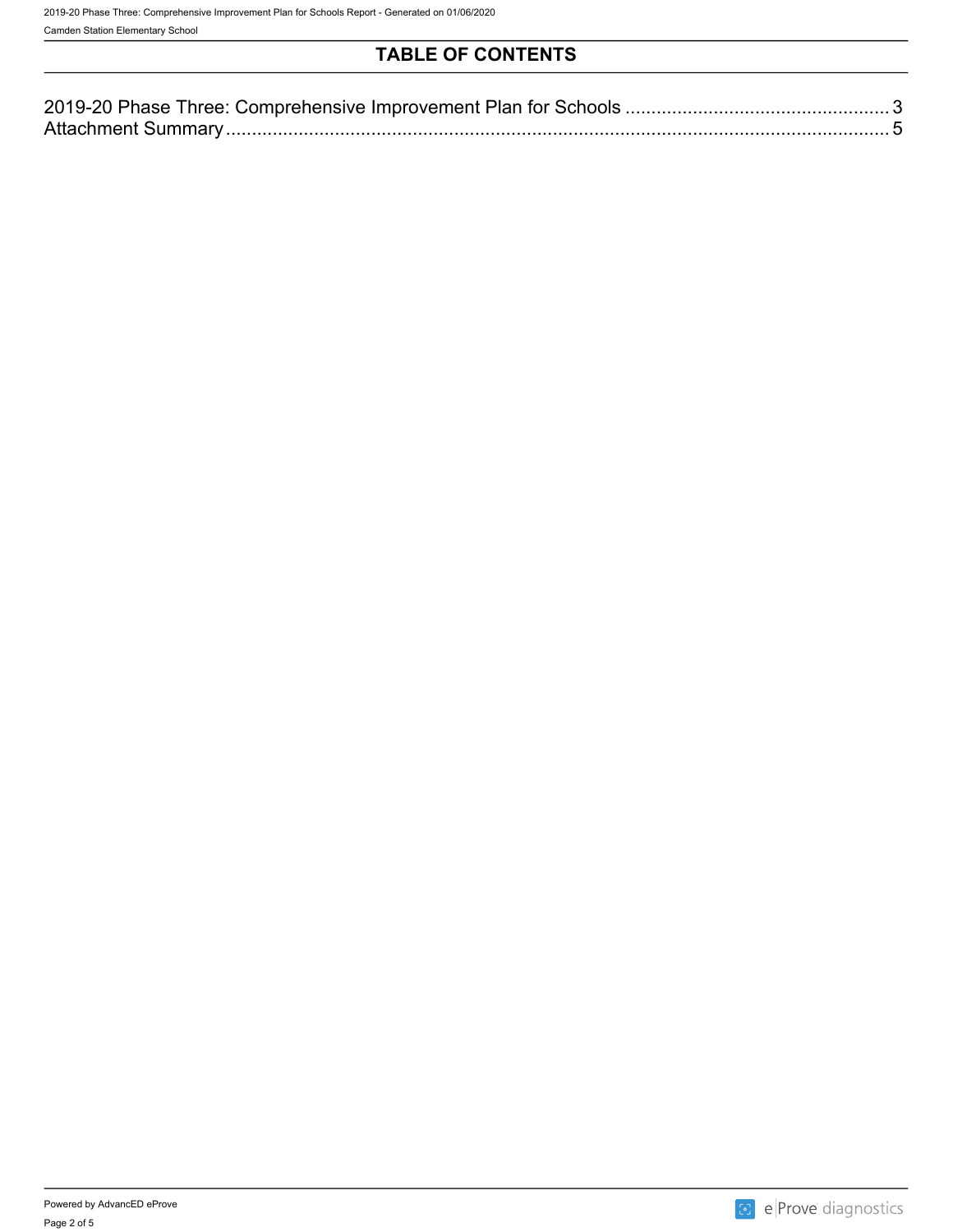## TABLE OF CONTENTS

2019-20 Phase Three: Comprehensive Improvement Plan for Schools .................................................. 3
Attachment Summary ........................................................................................................................ 5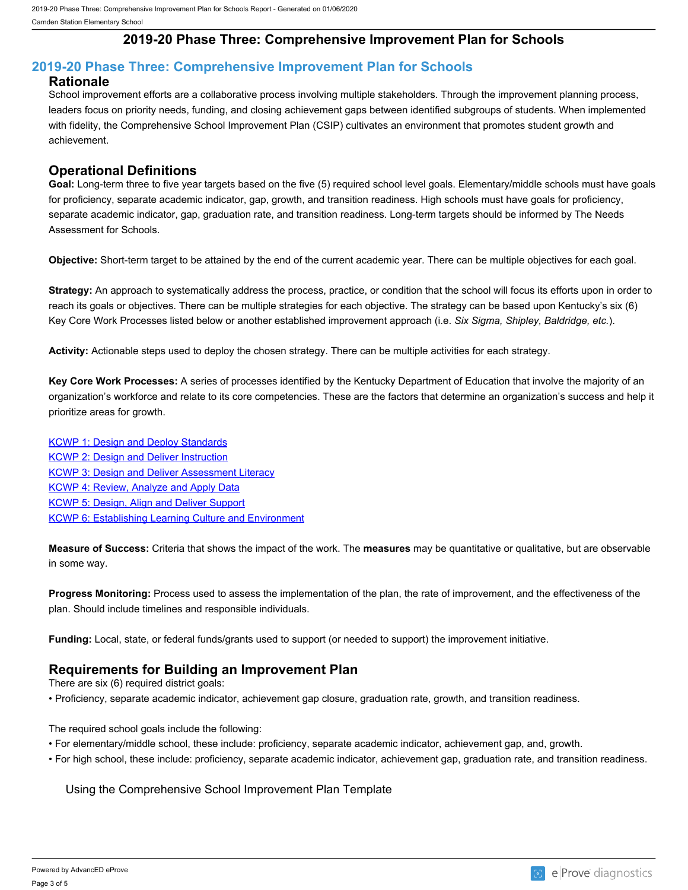# 2019-20 Phase Three: Comprehensive Improvement Plan for Schools

## 2019-20 Phase Three: Comprehensive Improvement Plan for Schools

### Rationale

School improvement efforts are a collaborative process involving multiple stakeholders. Through the improvement planning process, leaders focus on priority needs, funding, and closing achievement gaps between identified subgroups of students. When implemented with fidelity, the Comprehensive School Improvement Plan (CSIP) cultivates an environment that promotes student growth and achievement.

### Operational Definitions

**Goal:** Long-term three to five year targets based on the five (5) required school level goals. Elementary/middle schools must have goals for proficiency, separate academic indicator, gap, growth, and transition readiness. High schools must have goals for proficiency, separate academic indicator, gap, graduation rate, and transition readiness. Long-term targets should be informed by The Needs Assessment for Schools.

**Objective:** Short-term target to be attained by the end of the current academic year. There can be multiple objectives for each goal.

**Strategy:** An approach to systematically address the process, practice, or condition that the school will focus its efforts upon in order to reach its goals or objectives. There can be multiple strategies for each objective. The strategy can be based upon Kentucky's six (6) Key Core Work Processes listed below or another established improvement approach (i.e. *Six Sigma, Shipley, Baldridge, etc.*).

**Activity:** Actionable steps used to deploy the chosen strategy. There can be multiple activities for each strategy.

**Key Core Work Processes:** A series of processes identified by the Kentucky Department of Education that involve the majority of an organization's workforce and relate to its core competencies. These are the factors that determine an organization's success and help it prioritize areas for growth.

KCWP 1: Design and Deploy Standards
KCWP 2: Design and Deliver Instruction
KCWP 3: Design and Deliver Assessment Literacy
KCWP 4: Review, Analyze and Apply Data
KCWP 5: Design, Align and Deliver Support
KCWP 6: Establishing Learning Culture and Environment

**Measure of Success:** Criteria that shows the impact of the work. The **measures** may be quantitative or qualitative, but are observable in some way.

**Progress Monitoring:** Process used to assess the implementation of the plan, the rate of improvement, and the effectiveness of the plan. Should include timelines and responsible individuals.

**Funding:** Local, state, or federal funds/grants used to support (or needed to support) the improvement initiative.

### Requirements for Building an Improvement Plan

There are six (6) required district goals:

• Proficiency, separate academic indicator, achievement gap closure, graduation rate, growth, and transition readiness.

The required school goals include the following:

• For elementary/middle school, these include: proficiency, separate academic indicator, achievement gap, and, growth.
• For high school, these include: proficiency, separate academic indicator, achievement gap, graduation rate, and transition readiness.

Using the Comprehensive School Improvement Plan Template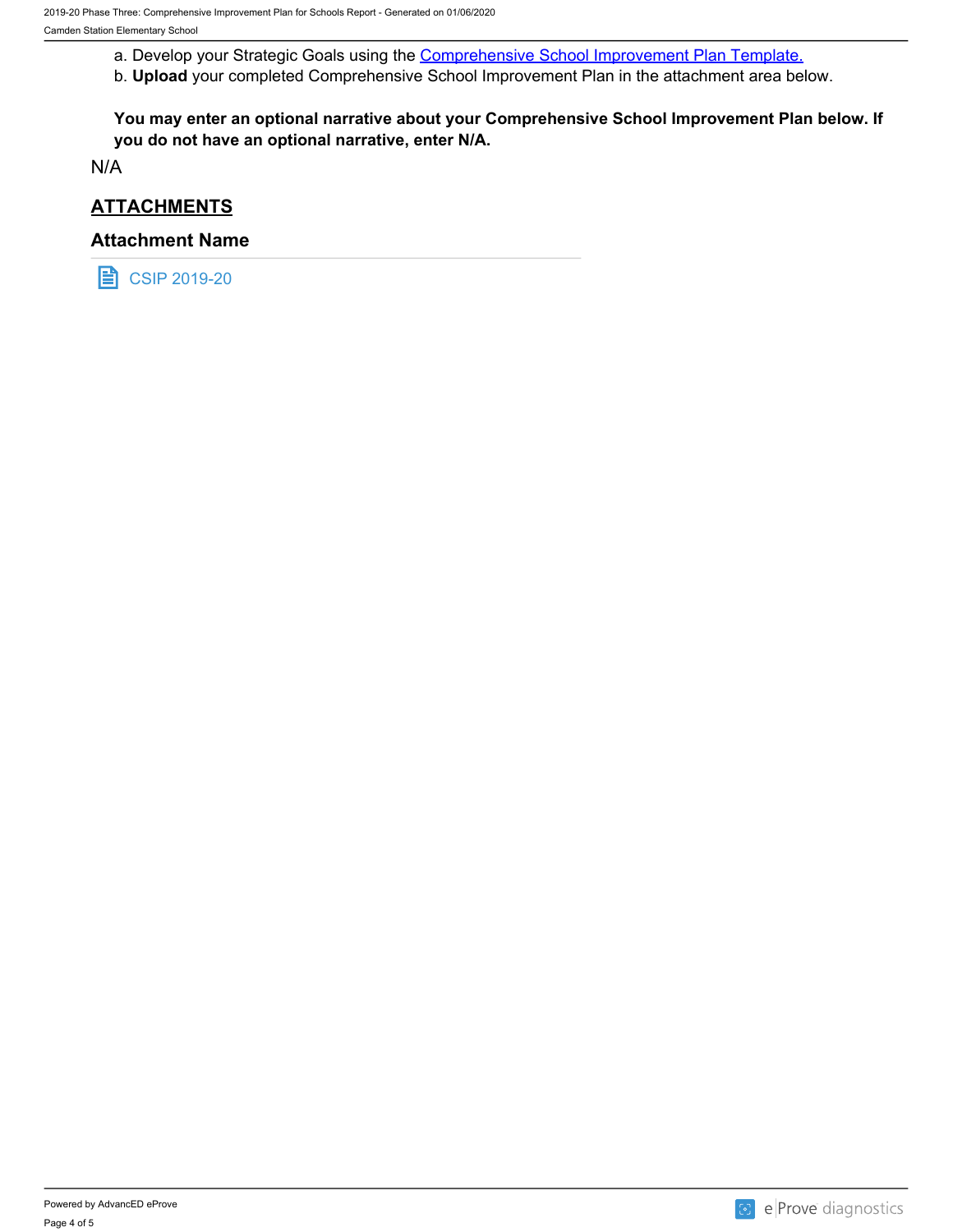a. Develop your Strategic Goals using the Comprehensive School Improvement Plan Template.

b. **Upload** your completed Comprehensive School Improvement Plan in the attachment area below.

**You may enter an optional narrative about your Comprehensive School Improvement Plan below. If you do not have an optional narrative, enter N/A.**

N/A

## ATTACHMENTS

### Attachment Name

CSIP 2019-20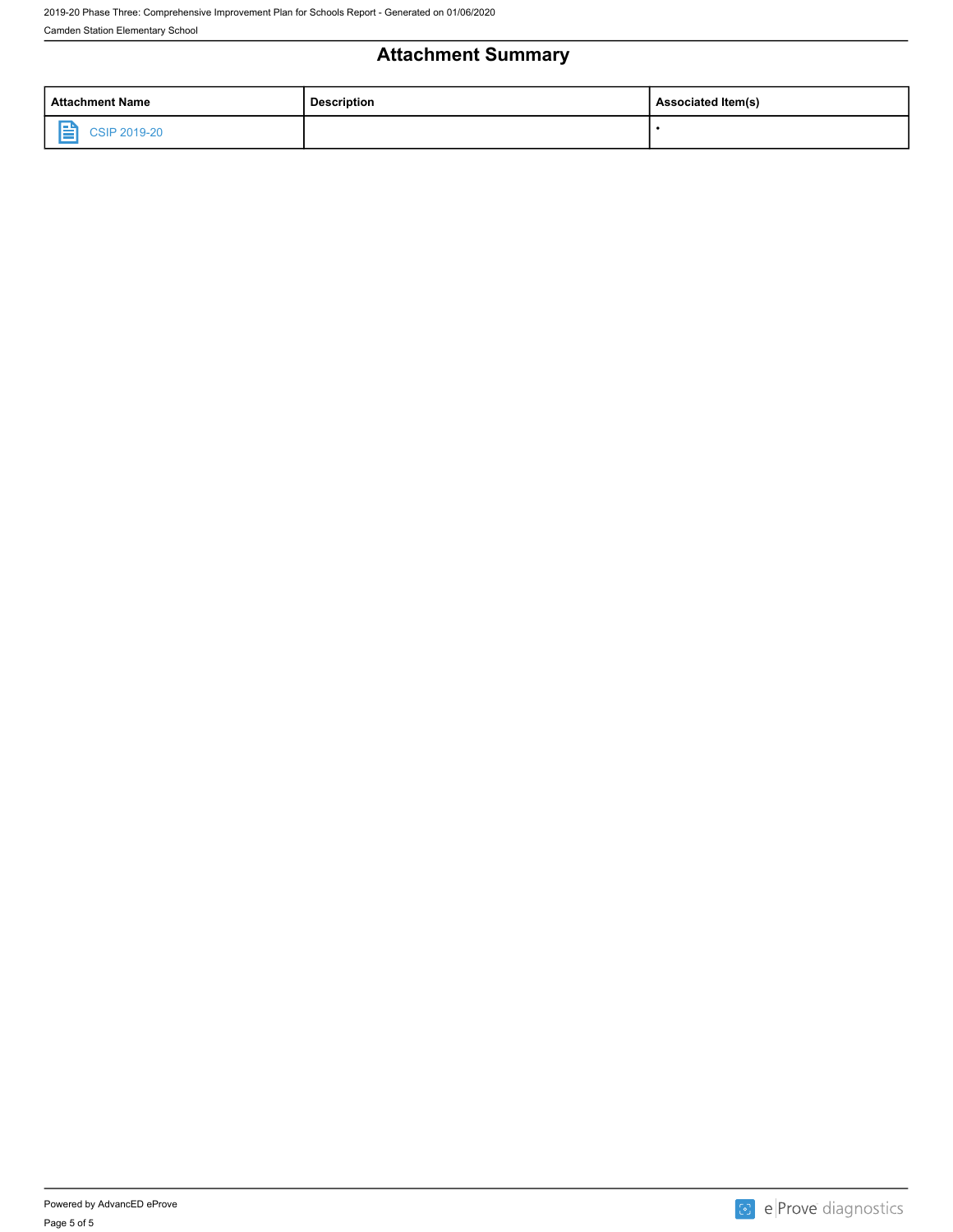# Attachment Summary

| Attachment Name | Description | Associated Item(s) |
| --- | --- | --- |
| CSIP 2019-20 | | • |